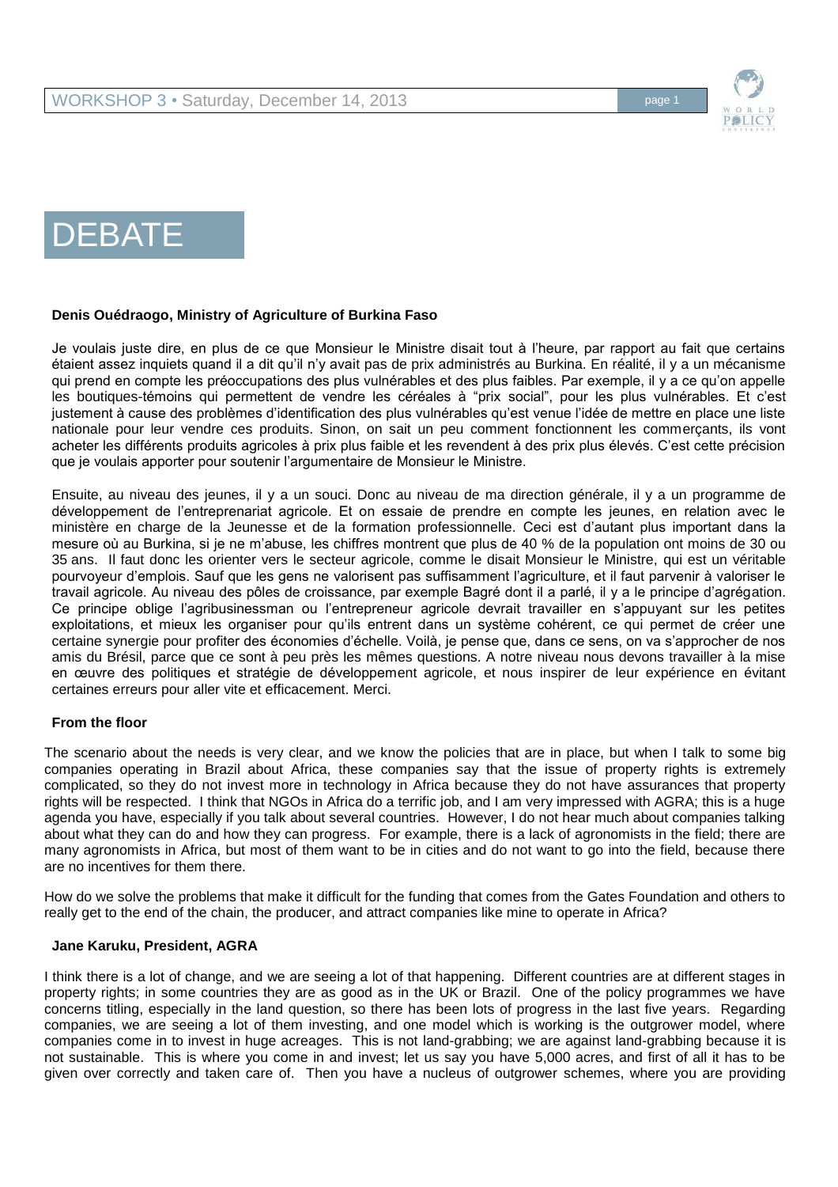# DEBATE

**Denis Ouédraogo, Ministry of Agriculture of Burkina Faso**

Je voulais juste dire, en plus de ce que Monsieur le Ministre disait tout à l'heure, par rapport au fait que certains étaient assez inquiets quand il a dit qu'il n'y avait pas de prix administrés au Burkina. En réalité, il y a un mécanisme qui prend en compte les préoccupations des plus vulnérables et des plus faibles. Par exemple, il y a ce qu'on appelle les boutiques-témoins qui permettent de vendre les céréales à "prix social", pour les plus vulnérables. Et c'est justement à cause des problèmes d'identification des plus vulnérables qu'est venue l'idée de mettre en place une liste nationale pour leur vendre ces produits. Sinon, on sait un peu comment fonctionnent les commerçants, ils vont acheter les différents produits agricoles à prix plus faible et les revendent à des prix plus élevés. C'est cette précision que je voulais apporter pour soutenir l'argumentaire de Monsieur le Ministre.

Ensuite, au niveau des jeunes, il y a un souci. Donc au niveau de ma direction générale, il y a un programme de développement de l'entreprenariat agricole. Et on essaie de prendre en compte les jeunes, en relation avec le ministère en charge de la Jeunesse et de la formation professionnelle. Ceci est d'autant plus important dans la mesure où au Burkina, si je ne m'abuse, les chiffres montrent que plus de 40 % de la population ont moins de 30 ou 35 ans. Il faut donc les orienter vers le secteur agricole, comme le disait Monsieur le Ministre, qui est un véritable pourvoyeur d'emplois. Sauf que les gens ne valorisent pas suffisamment l'agriculture, et il faut parvenir à valoriser le travail agricole. Au niveau des pôles de croissance, par exemple Bagré dont il a parlé, il y a le principe d'agrégation. Ce principe oblige l'agribusinessman ou l'entrepreneur agricole devrait travailler en s'appuyant sur les petites exploitations, et mieux les organiser pour qu'ils entrent dans un système cohérent, ce qui permet de créer une certaine synergie pour profiter des économies d'échelle. Voilà, je pense que, dans ce sens, on va s'approcher de nos amis du Brésil, parce que ce sont à peu près les mêmes questions. A notre niveau nous devons travailler à la mise en œuvre des politiques et stratégie de développement agricole, et nous inspirer de leur expérience en évitant certaines erreurs pour aller vite et efficacement. Merci.

**From the floor**

The scenario about the needs is very clear, and we know the policies that are in place, but when I talk to some big companies operating in Brazil about Africa, these companies say that the issue of property rights is extremely complicated, so they do not invest more in technology in Africa because they do not have assurances that property rights will be respected. I think that NGOs in Africa do a terrific job, and I am very impressed with AGRA; this is a huge agenda you have, especially if you talk about several countries. However, I do not hear much about companies talking about what they can do and how they can progress. For example, there is a lack of agronomists in the field; there are many agronomists in Africa, but most of them want to be in cities and do not want to go into the field, because there are no incentives for them there.

How do we solve the problems that make it difficult for the funding that comes from the Gates Foundation and others to really get to the end of the chain, the producer, and attract companies like mine to operate in Africa?

**Jane Karuku, President, AGRA**

I think there is a lot of change, and we are seeing a lot of that happening. Different countries are at different stages in property rights; in some countries they are as good as in the UK or Brazil. One of the policy programmes we have concerns titling, especially in the land question, so there has been lots of progress in the last five years. Regarding companies, we are seeing a lot of them investing, and one model which is working is the outgrower model, where companies come in to invest in huge acreages. This is not land-grabbing; we are against land-grabbing because it is not sustainable. This is where you come in and invest; let us say you have 5,000 acres, and first of all it has to be given over correctly and taken care of. Then you have a nucleus of outgrower schemes, where you are providing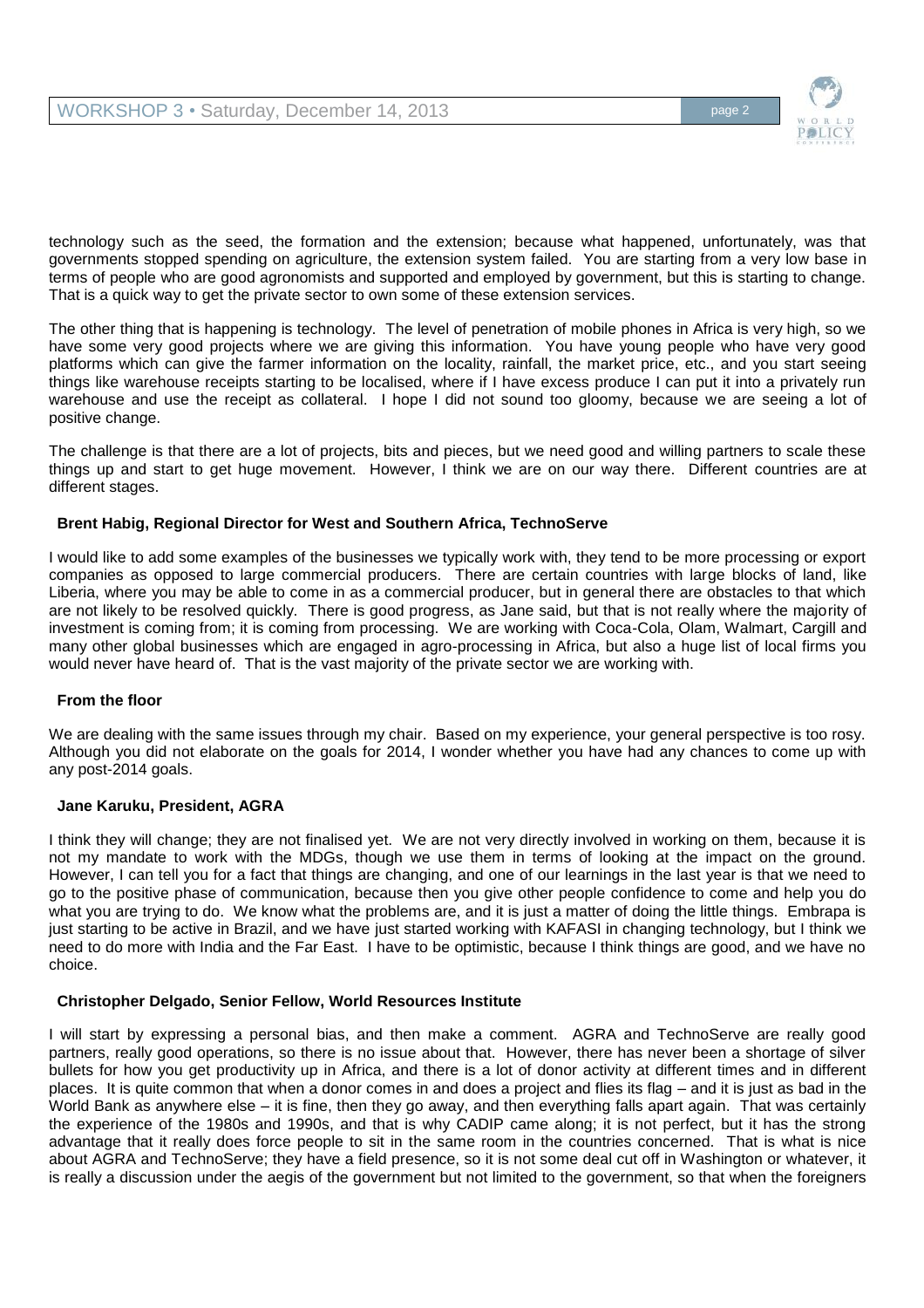technology such as the seed, the formation and the extension; because what happened, unfortunately, was that governments stopped spending on agriculture, the extension system failed. You are starting from a very low base in terms of people who are good agronomists and supported and employed by government, but this is starting to change. That is a quick way to get the private sector to own some of these extension services.

The other thing that is happening is technology. The level of penetration of mobile phones in Africa is very high, so we have some very good projects where we are giving this information. You have young people who have very good platforms which can give the farmer information on the locality, rainfall, the market price, etc., and you start seeing things like warehouse receipts starting to be localised, where if I have excess produce I can put it into a privately run warehouse and use the receipt as collateral. I hope I did not sound too gloomy, because we are seeing a lot of positive change.

The challenge is that there are a lot of projects, bits and pieces, but we need good and willing partners to scale these things up and start to get huge movement. However, I think we are on our way there. Different countries are at different stages.

**Brent Habig, Regional Director for West and Southern Africa, TechnoServe**

I would like to add some examples of the businesses we typically work with, they tend to be more processing or export companies as opposed to large commercial producers. There are certain countries with large blocks of land, like Liberia, where you may be able to come in as a commercial producer, but in general there are obstacles to that which are not likely to be resolved quickly. There is good progress, as Jane said, but that is not really where the majority of investment is coming from; it is coming from processing. We are working with Coca-Cola, Olam, Walmart, Cargill and many other global businesses which are engaged in agro-processing in Africa, but also a huge list of local firms you would never have heard of. That is the vast majority of the private sector we are working with.

**From the floor**

We are dealing with the same issues through my chair. Based on my experience, your general perspective is too rosy. Although you did not elaborate on the goals for 2014, I wonder whether you have had any chances to come up with any post-2014 goals.

**Jane Karuku, President, AGRA**

I think they will change; they are not finalised yet. We are not very directly involved in working on them, because it is not my mandate to work with the MDGs, though we use them in terms of looking at the impact on the ground. However, I can tell you for a fact that things are changing, and one of our learnings in the last year is that we need to go to the positive phase of communication, because then you give other people confidence to come and help you do what you are trying to do. We know what the problems are, and it is just a matter of doing the little things. Embrapa is just starting to be active in Brazil, and we have just started working with KAFASI in changing technology, but I think we need to do more with India and the Far East. I have to be optimistic, because I think things are good, and we have no choice.

**Christopher Delgado, Senior Fellow, World Resources Institute**

I will start by expressing a personal bias, and then make a comment. AGRA and TechnoServe are really good partners, really good operations, so there is no issue about that. However, there has never been a shortage of silver bullets for how you get productivity up in Africa, and there is a lot of donor activity at different times and in different places. It is quite common that when a donor comes in and does a project and flies its flag – and it is just as bad in the World Bank as anywhere else – it is fine, then they go away, and then everything falls apart again. That was certainly the experience of the 1980s and 1990s, and that is why CADIP came along; it is not perfect, but it has the strong advantage that it really does force people to sit in the same room in the countries concerned. That is what is nice about AGRA and TechnoServe; they have a field presence, so it is not some deal cut off in Washington or whatever, it is really a discussion under the aegis of the government but not limited to the government, so that when the foreigners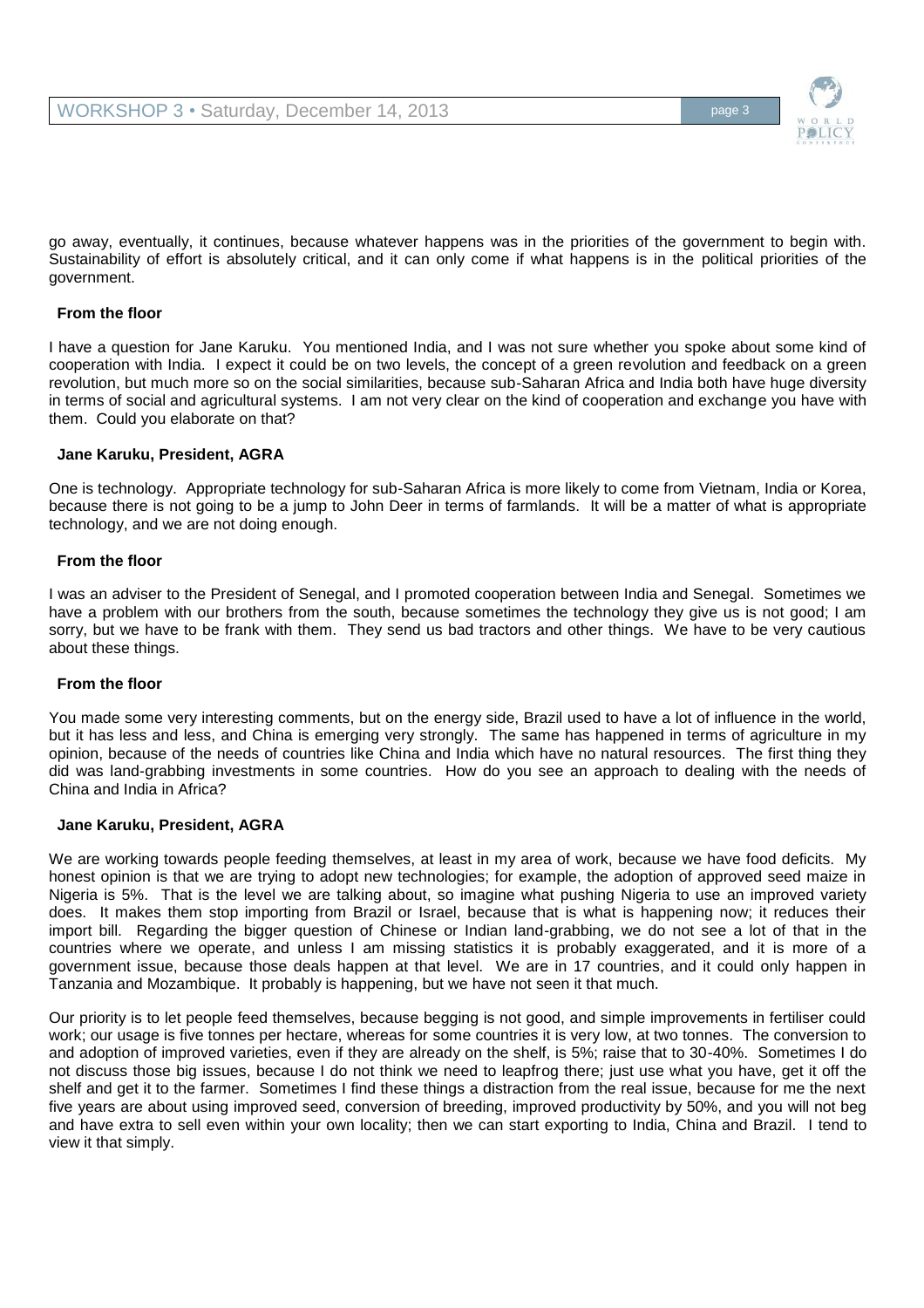go away, eventually, it continues, because whatever happens was in the priorities of the government to begin with. Sustainability of effort is absolutely critical, and it can only come if what happens is in the political priorities of the government.

**From the floor**

I have a question for Jane Karuku. You mentioned India, and I was not sure whether you spoke about some kind of cooperation with India. I expect it could be on two levels, the concept of a green revolution and feedback on a green revolution, but much more so on the social similarities, because sub-Saharan Africa and India both have huge diversity in terms of social and agricultural systems. I am not very clear on the kind of cooperation and exchange you have with them. Could you elaborate on that?

**Jane Karuku, President, AGRA**

One is technology. Appropriate technology for sub-Saharan Africa is more likely to come from Vietnam, India or Korea, because there is not going to be a jump to John Deer in terms of farmlands. It will be a matter of what is appropriate technology, and we are not doing enough.

**From the floor**

I was an adviser to the President of Senegal, and I promoted cooperation between India and Senegal. Sometimes we have a problem with our brothers from the south, because sometimes the technology they give us is not good; I am sorry, but we have to be frank with them. They send us bad tractors and other things. We have to be very cautious about these things.

**From the floor**

You made some very interesting comments, but on the energy side, Brazil used to have a lot of influence in the world, but it has less and less, and China is emerging very strongly. The same has happened in terms of agriculture in my opinion, because of the needs of countries like China and India which have no natural resources. The first thing they did was land-grabbing investments in some countries. How do you see an approach to dealing with the needs of China and India in Africa?

**Jane Karuku, President, AGRA**

We are working towards people feeding themselves, at least in my area of work, because we have food deficits. My honest opinion is that we are trying to adopt new technologies; for example, the adoption of approved seed maize in Nigeria is 5%. That is the level we are talking about, so imagine what pushing Nigeria to use an improved variety does. It makes them stop importing from Brazil or Israel, because that is what is happening now; it reduces their import bill. Regarding the bigger question of Chinese or Indian land-grabbing, we do not see a lot of that in the countries where we operate, and unless I am missing statistics it is probably exaggerated, and it is more of a government issue, because those deals happen at that level. We are in 17 countries, and it could only happen in Tanzania and Mozambique. It probably is happening, but we have not seen it that much.

Our priority is to let people feed themselves, because begging is not good, and simple improvements in fertiliser could work; our usage is five tonnes per hectare, whereas for some countries it is very low, at two tonnes. The conversion to and adoption of improved varieties, even if they are already on the shelf, is 5%; raise that to 30-40%. Sometimes I do not discuss those big issues, because I do not think we need to leapfrog there; just use what you have, get it off the shelf and get it to the farmer. Sometimes I find these things a distraction from the real issue, because for me the next five years are about using improved seed, conversion of breeding, improved productivity by 50%, and you will not beg and have extra to sell even within your own locality; then we can start exporting to India, China and Brazil. I tend to view it that simply.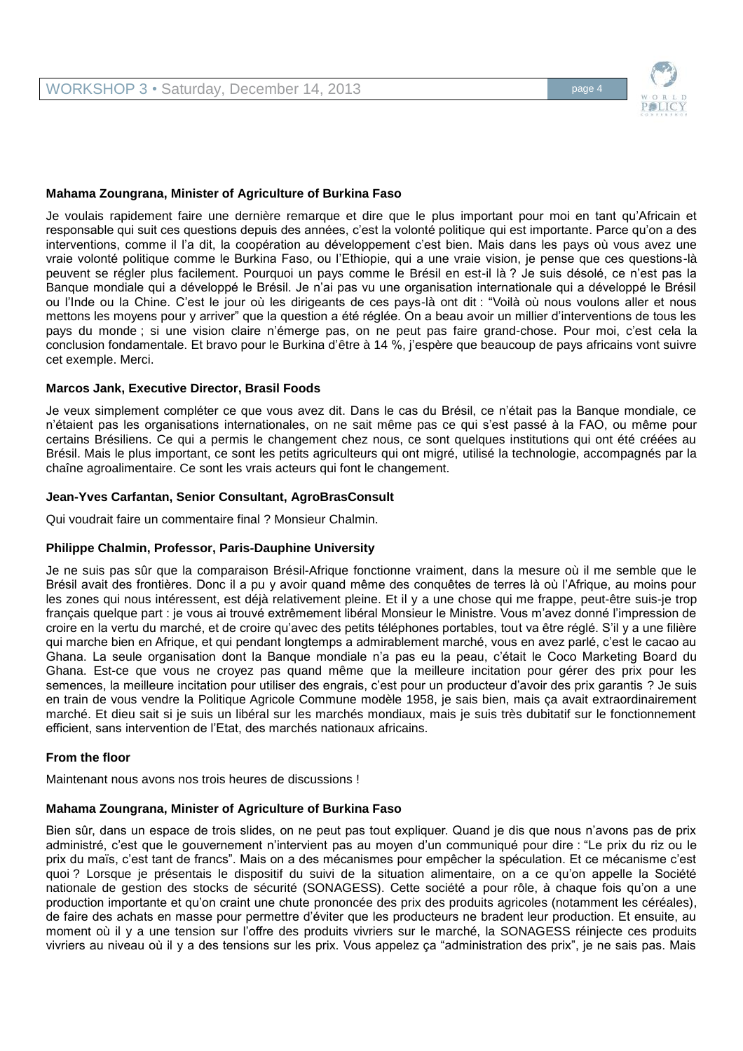**Mahama Zoungrana, Minister of Agriculture of Burkina Faso**

Je voulais rapidement faire une dernière remarque et dire que le plus important pour moi en tant qu'Africain et responsable qui suit ces questions depuis des années, c'est la volonté politique qui est importante. Parce qu'on a des interventions, comme il l'a dit, la coopération au développement c'est bien. Mais dans les pays où vous avez une vraie volonté politique comme le Burkina Faso, ou l'Ethiopie, qui a une vraie vision, je pense que ces questions-là peuvent se régler plus facilement. Pourquoi un pays comme le Brésil en est-il là ? Je suis désolé, ce n'est pas la Banque mondiale qui a développé le Brésil. Je n'ai pas vu une organisation internationale qui a développé le Brésil ou l'Inde ou la Chine. C'est le jour où les dirigeants de ces pays-là ont dit : "Voilà où nous voulons aller et nous mettons les moyens pour y arriver" que la question a été réglée. On a beau avoir un millier d'interventions de tous les pays du monde ; si une vision claire n'émerge pas, on ne peut pas faire grand-chose. Pour moi, c'est cela la conclusion fondamentale. Et bravo pour le Burkina d'être à 14 %, j'espère que beaucoup de pays africains vont suivre cet exemple. Merci.

**Marcos Jank, Executive Director, Brasil Foods**

Je veux simplement compléter ce que vous avez dit. Dans le cas du Brésil, ce n'était pas la Banque mondiale, ce n'étaient pas les organisations internationales, on ne sait même pas ce qui s'est passé à la FAO, ou même pour certains Brésiliens. Ce qui a permis le changement chez nous, ce sont quelques institutions qui ont été créées au Brésil. Mais le plus important, ce sont les petits agriculteurs qui ont migré, utilisé la technologie, accompagnés par la chaîne agroalimentaire. Ce sont les vrais acteurs qui font le changement.

**Jean-Yves Carfantan, Senior Consultant, AgroBrasConsult**

Qui voudrait faire un commentaire final ? Monsieur Chalmin.

**Philippe Chalmin, Professor, Paris-Dauphine University**

Je ne suis pas sûr que la comparaison Brésil-Afrique fonctionne vraiment, dans la mesure où il me semble que le Brésil avait des frontières. Donc il a pu y avoir quand même des conquêtes de terres là où l'Afrique, au moins pour les zones qui nous intéressent, est déjà relativement pleine. Et il y a une chose qui me frappe, peut-être suis-je trop français quelque part : je vous ai trouvé extrêmement libéral Monsieur le Ministre. Vous m'avez donné l'impression de croire en la vertu du marché, et de croire qu'avec des petits téléphones portables, tout va être réglé. S'il y a une filière qui marche bien en Afrique, et qui pendant longtemps a admirablement marché, vous en avez parlé, c'est le cacao au Ghana. La seule organisation dont la Banque mondiale n'a pas eu la peau, c'était le Coco Marketing Board du Ghana. Est-ce que vous ne croyez pas quand même que la meilleure incitation pour gérer des prix pour les semences, la meilleure incitation pour utiliser des engrais, c'est pour un producteur d'avoir des prix garantis ? Je suis en train de vous vendre la Politique Agricole Commune modèle 1958, je sais bien, mais ça avait extraordinairement marché. Et dieu sait si je suis un libéral sur les marchés mondiaux, mais je suis très dubitatif sur le fonctionnement efficient, sans intervention de l'Etat, des marchés nationaux africains.

**From the floor**

Maintenant nous avons nos trois heures de discussions !

**Mahama Zoungrana, Minister of Agriculture of Burkina Faso**

Bien sûr, dans un espace de trois slides, on ne peut pas tout expliquer. Quand je dis que nous n'avons pas de prix administré, c'est que le gouvernement n'intervient pas au moyen d'un communiqué pour dire : "Le prix du riz ou le prix du maïs, c'est tant de francs". Mais on a des mécanismes pour empêcher la spéculation. Et ce mécanisme c'est quoi ? Lorsque je présentais le dispositif du suivi de la situation alimentaire, on a ce qu'on appelle la Société nationale de gestion des stocks de sécurité (SONAGESS). Cette société a pour rôle, à chaque fois qu'on a une production importante et qu'on craint une chute prononcée des prix des produits agricoles (notamment les céréales), de faire des achats en masse pour permettre d'éviter que les producteurs ne bradent leur production. Et ensuite, au moment où il y a une tension sur l'offre des produits vivriers sur le marché, la SONAGESS réinjecte ces produits vivriers au niveau où il y a des tensions sur les prix. Vous appelez ça "administration des prix", je ne sais pas. Mais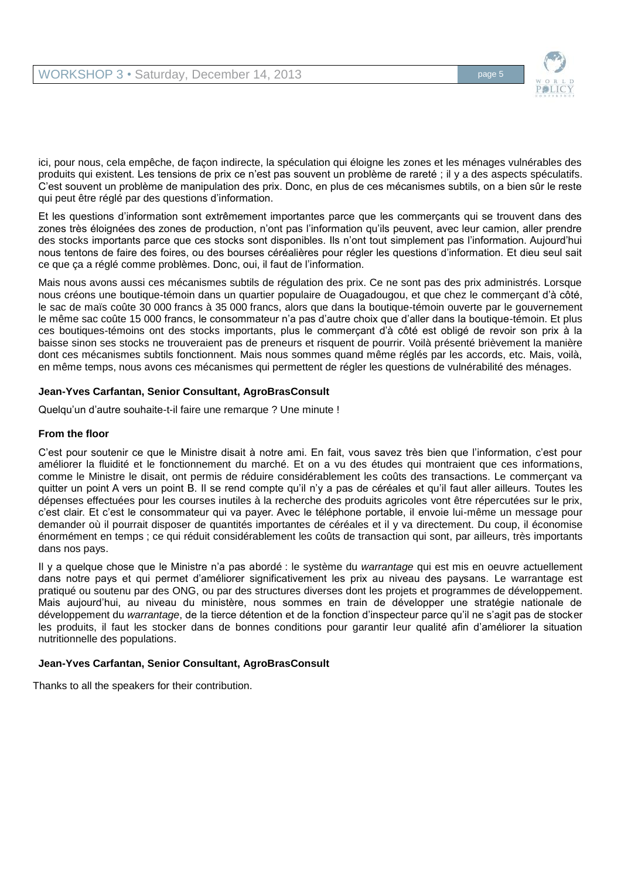ici, pour nous, cela empêche, de façon indirecte, la spéculation qui éloigne les zones et les ménages vulnérables des produits qui existent. Les tensions de prix ce n'est pas souvent un problème de rareté ; il y a des aspects spéculatifs. C'est souvent un problème de manipulation des prix. Donc, en plus de ces mécanismes subtils, on a bien sûr le reste qui peut être réglé par des questions d'information.

Et les questions d'information sont extrêmement importantes parce que les commerçants qui se trouvent dans des zones très éloignées des zones de production, n'ont pas l'information qu'ils peuvent, avec leur camion, aller prendre des stocks importants parce que ces stocks sont disponibles. Ils n'ont tout simplement pas l'information. Aujourd'hui nous tentons de faire des foires, ou des bourses céréalières pour régler les questions d'information. Et dieu seul sait ce que ça a réglé comme problèmes. Donc, oui, il faut de l'information.

Mais nous avons aussi ces mécanismes subtils de régulation des prix. Ce ne sont pas des prix administrés. Lorsque nous créons une boutique-témoin dans un quartier populaire de Ouagadougou, et que chez le commerçant d'à côté, le sac de maïs coûte 30 000 francs à 35 000 francs, alors que dans la boutique-témoin ouverte par le gouvernement le même sac coûte 15 000 francs, le consommateur n'a pas d'autre choix que d'aller dans la boutique-témoin. Et plus ces boutiques-témoins ont des stocks importants, plus le commerçant d'à côté est obligé de revoir son prix à la baisse sinon ses stocks ne trouveraient pas de preneurs et risquent de pourrir. Voilà présenté brièvement la manière dont ces mécanismes subtils fonctionnent. Mais nous sommes quand même réglés par les accords, etc. Mais, voilà, en même temps, nous avons ces mécanismes qui permettent de régler les questions de vulnérabilité des ménages.

**Jean-Yves Carfantan, Senior Consultant, AgroBrasConsult**

Quelqu'un d'autre souhaite-t-il faire une remarque ? Une minute !

**From the floor**

C'est pour soutenir ce que le Ministre disait à notre ami. En fait, vous savez très bien que l'information, c'est pour améliorer la fluidité et le fonctionnement du marché. Et on a vu des études qui montraient que ces informations, comme le Ministre le disait, ont permis de réduire considérablement les coûts des transactions. Le commerçant va quitter un point A vers un point B. Il se rend compte qu'il n'y a pas de céréales et qu'il faut aller ailleurs. Toutes les dépenses effectuées pour les courses inutiles à la recherche des produits agricoles vont être répercutées sur le prix, c'est clair. Et c'est le consommateur qui va payer. Avec le téléphone portable, il envoie lui-même un message pour demander où il pourrait disposer de quantités importantes de céréales et il y va directement. Du coup, il économise énormément en temps ; ce qui réduit considérablement les coûts de transaction qui sont, par ailleurs, très importants dans nos pays.

Il y a quelque chose que le Ministre n'a pas abordé : le système du *warrantage* qui est mis en oeuvre actuellement dans notre pays et qui permet d'améliorer significativement les prix au niveau des paysans. Le warrantage est pratiqué ou soutenu par des ONG, ou par des structures diverses dont les projets et programmes de développement. Mais aujourd'hui, au niveau du ministère, nous sommes en train de développer une stratégie nationale de développement du *warrantage*, de la tierce détention et de la fonction d'inspecteur parce qu'il ne s'agit pas de stocker les produits, il faut les stocker dans de bonnes conditions pour garantir leur qualité afin d'améliorer la situation nutritionnelle des populations.

**Jean-Yves Carfantan, Senior Consultant, AgroBrasConsult**

Thanks to all the speakers for their contribution.